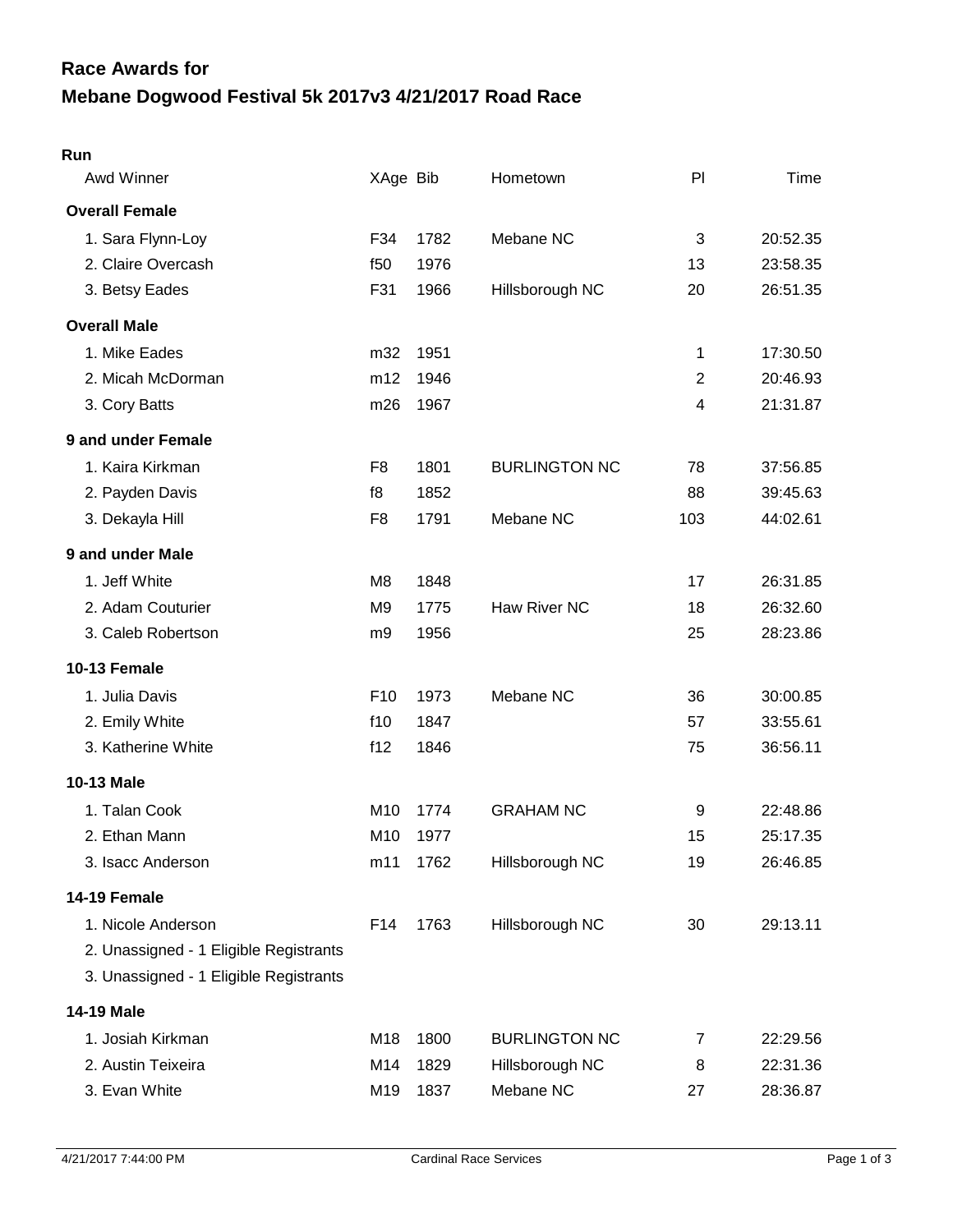# Race Awards for
# Mebane Dogwood Festival 5k 2017v3 4/21/2017 Road Race

**Run**

| Awd Winner | XAge | Bib | Hometown | Pl | Time |
|---|---|---|---|---|---|
| **Overall Female** | | | | | |
| 1. Sara Flynn-Loy | F34 | 1782 | Mebane NC | 3 | 20:52.35 |
| 2. Claire Overcash | f50 | 1976 | | 13 | 23:58.35 |
| 3. Betsy Eades | F31 | 1966 | Hillsborough NC | 20 | 26:51.35 |
| **Overall Male** | | | | | |
| 1. Mike Eades | m32 | 1951 | | 1 | 17:30.50 |
| 2. Micah McDorman | m12 | 1946 | | 2 | 20:46.93 |
| 3. Cory Batts | m26 | 1967 | | 4 | 21:31.87 |
| **9 and under Female** | | | | | |
| 1. Kaira Kirkman | F8 | 1801 | BURLINGTON NC | 78 | 37:56.85 |
| 2. Payden Davis | f8 | 1852 | | 88 | 39:45.63 |
| 3. Dekayla Hill | F8 | 1791 | Mebane NC | 103 | 44:02.61 |
| **9 and under Male** | | | | | |
| 1. Jeff White | M8 | 1848 | | 17 | 26:31.85 |
| 2. Adam Couturier | M9 | 1775 | Haw River NC | 18 | 26:32.60 |
| 3. Caleb Robertson | m9 | 1956 | | 25 | 28:23.86 |
| **10-13 Female** | | | | | |
| 1. Julia Davis | F10 | 1973 | Mebane NC | 36 | 30:00.85 |
| 2. Emily White | f10 | 1847 | | 57 | 33:55.61 |
| 3. Katherine White | f12 | 1846 | | 75 | 36:56.11 |
| **10-13 Male** | | | | | |
| 1. Talan Cook | M10 | 1774 | GRAHAM NC | 9 | 22:48.86 |
| 2. Ethan Mann | M10 | 1977 | | 15 | 25:17.35 |
| 3. Isacc Anderson | m11 | 1762 | Hillsborough NC | 19 | 26:46.85 |
| **14-19 Female** | | | | | |
| 1. Nicole Anderson | F14 | 1763 | Hillsborough NC | 30 | 29:13.11 |
| 2. Unassigned - 1 Eligible Registrants | | | | | |
| 3. Unassigned - 1 Eligible Registrants | | | | | |
| **14-19 Male** | | | | | |
| 1. Josiah Kirkman | M18 | 1800 | BURLINGTON NC | 7 | 22:29.56 |
| 2. Austin Teixeira | M14 | 1829 | Hillsborough NC | 8 | 22:31.36 |
| 3. Evan White | M19 | 1837 | Mebane NC | 27 | 28:36.87 |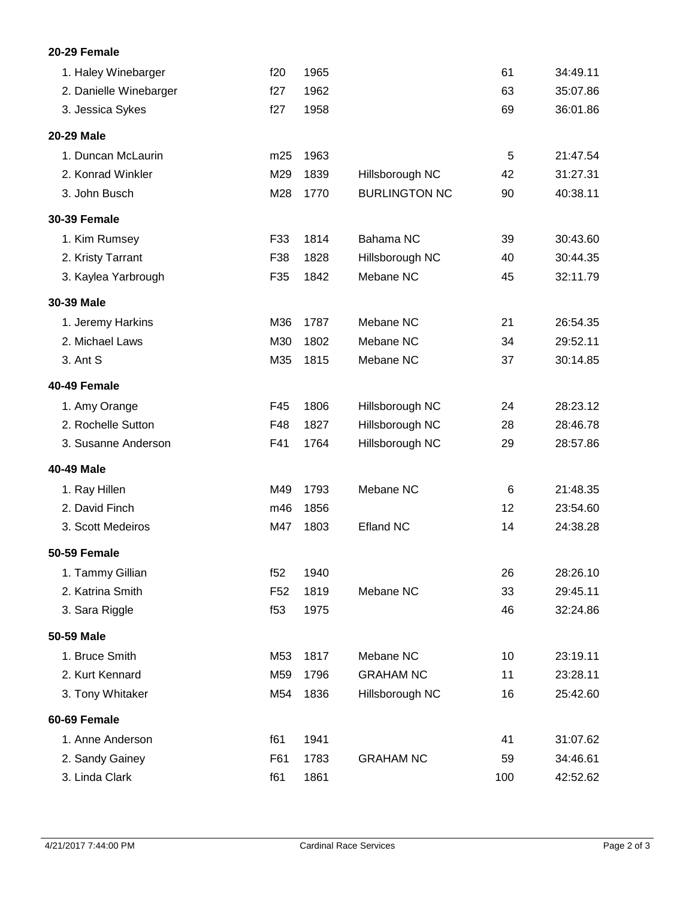**20-29 Female**

| | | | | | |
|---|---|---|---|---|---|
| 1. Haley Winebarger | f20 | 1965 | | 61 | 34:49.11 |
| 2. Danielle Winebarger | f27 | 1962 | | 63 | 35:07.86 |
| 3. Jessica Sykes | f27 | 1958 | | 69 | 36:01.86 |

**20-29 Male**

| | | | | | |
|---|---|---|---|---|---|
| 1. Duncan McLaurin | m25 | 1963 | | 5 | 21:47.54 |
| 2. Konrad Winkler | M29 | 1839 | Hillsborough NC | 42 | 31:27.31 |
| 3. John Busch | M28 | 1770 | BURLINGTON NC | 90 | 40:38.11 |

**30-39 Female**

| | | | | | |
|---|---|---|---|---|---|
| 1. Kim Rumsey | F33 | 1814 | Bahama NC | 39 | 30:43.60 |
| 2. Kristy Tarrant | F38 | 1828 | Hillsborough NC | 40 | 30:44.35 |
| 3. Kaylea Yarbrough | F35 | 1842 | Mebane NC | 45 | 32:11.79 |

**30-39 Male**

| | | | | | |
|---|---|---|---|---|---|
| 1. Jeremy Harkins | M36 | 1787 | Mebane NC | 21 | 26:54.35 |
| 2. Michael Laws | M30 | 1802 | Mebane NC | 34 | 29:52.11 |
| 3. Ant S | M35 | 1815 | Mebane NC | 37 | 30:14.85 |

**40-49 Female**

| | | | | | |
|---|---|---|---|---|---|
| 1. Amy Orange | F45 | 1806 | Hillsborough NC | 24 | 28:23.12 |
| 2. Rochelle Sutton | F48 | 1827 | Hillsborough NC | 28 | 28:46.78 |
| 3. Susanne Anderson | F41 | 1764 | Hillsborough NC | 29 | 28:57.86 |

**40-49 Male**

| | | | | | |
|---|---|---|---|---|---|
| 1. Ray Hillen | M49 | 1793 | Mebane NC | 6 | 21:48.35 |
| 2. David Finch | m46 | 1856 | | 12 | 23:54.60 |
| 3. Scott Medeiros | M47 | 1803 | Efland NC | 14 | 24:38.28 |

**50-59 Female**

| | | | | | |
|---|---|---|---|---|---|
| 1. Tammy Gillian | f52 | 1940 | | 26 | 28:26.10 |
| 2. Katrina Smith | F52 | 1819 | Mebane NC | 33 | 29:45.11 |
| 3. Sara Riggle | f53 | 1975 | | 46 | 32:24.86 |

**50-59 Male**

| | | | | | |
|---|---|---|---|---|---|
| 1. Bruce Smith | M53 | 1817 | Mebane NC | 10 | 23:19.11 |
| 2. Kurt Kennard | M59 | 1796 | GRAHAM NC | 11 | 23:28.11 |
| 3. Tony Whitaker | M54 | 1836 | Hillsborough NC | 16 | 25:42.60 |

**60-69 Female**

| | | | | | |
|---|---|---|---|---|---|
| 1. Anne Anderson | f61 | 1941 | | 41 | 31:07.62 |
| 2. Sandy Gainey | F61 | 1783 | GRAHAM NC | 59 | 34:46.61 |
| 3. Linda Clark | f61 | 1861 | | 100 | 42:52.62 |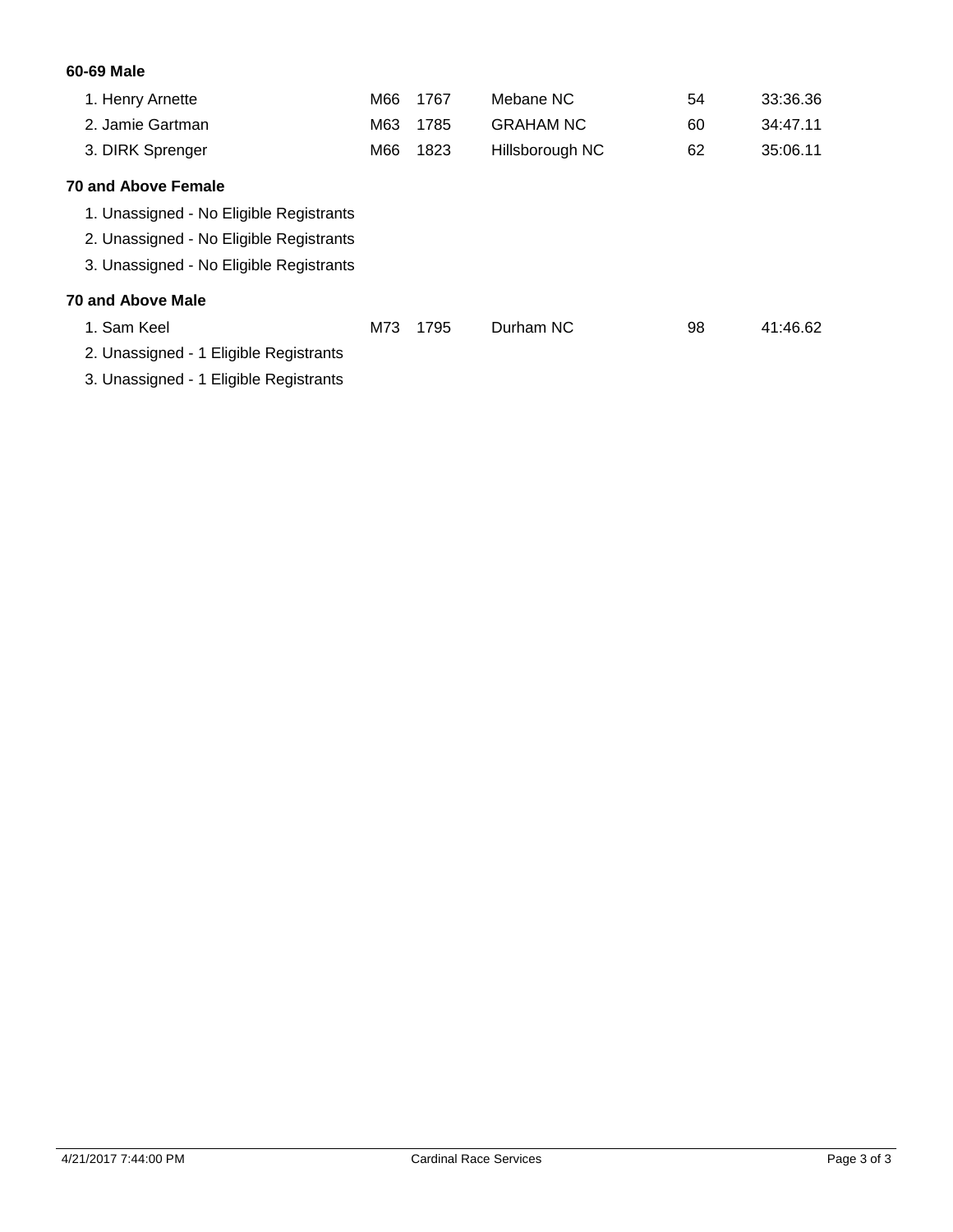### 60-69 Male

| | | | | | |
|---|---|---|---|---|---|
| 1. Henry Arnette | M66 | 1767 | Mebane NC | 54 | 33:36.36 |
| 2. Jamie Gartman | M63 | 1785 | GRAHAM NC | 60 | 34:47.11 |
| 3. DIRK Sprenger | M66 | 1823 | Hillsborough NC | 62 | 35:06.11 |

### 70 and Above Female

1. Unassigned - No Eligible Registrants
2. Unassigned - No Eligible Registrants
3. Unassigned - No Eligible Registrants

### 70 and Above Male

| | | | | | |
|---|---|---|---|---|---|
| 1. Sam Keel | M73 | 1795 | Durham NC | 98 | 41:46.62 |
| 2. Unassigned - 1 Eligible Registrants | | | | | |
| 3. Unassigned - 1 Eligible Registrants | | | | | |